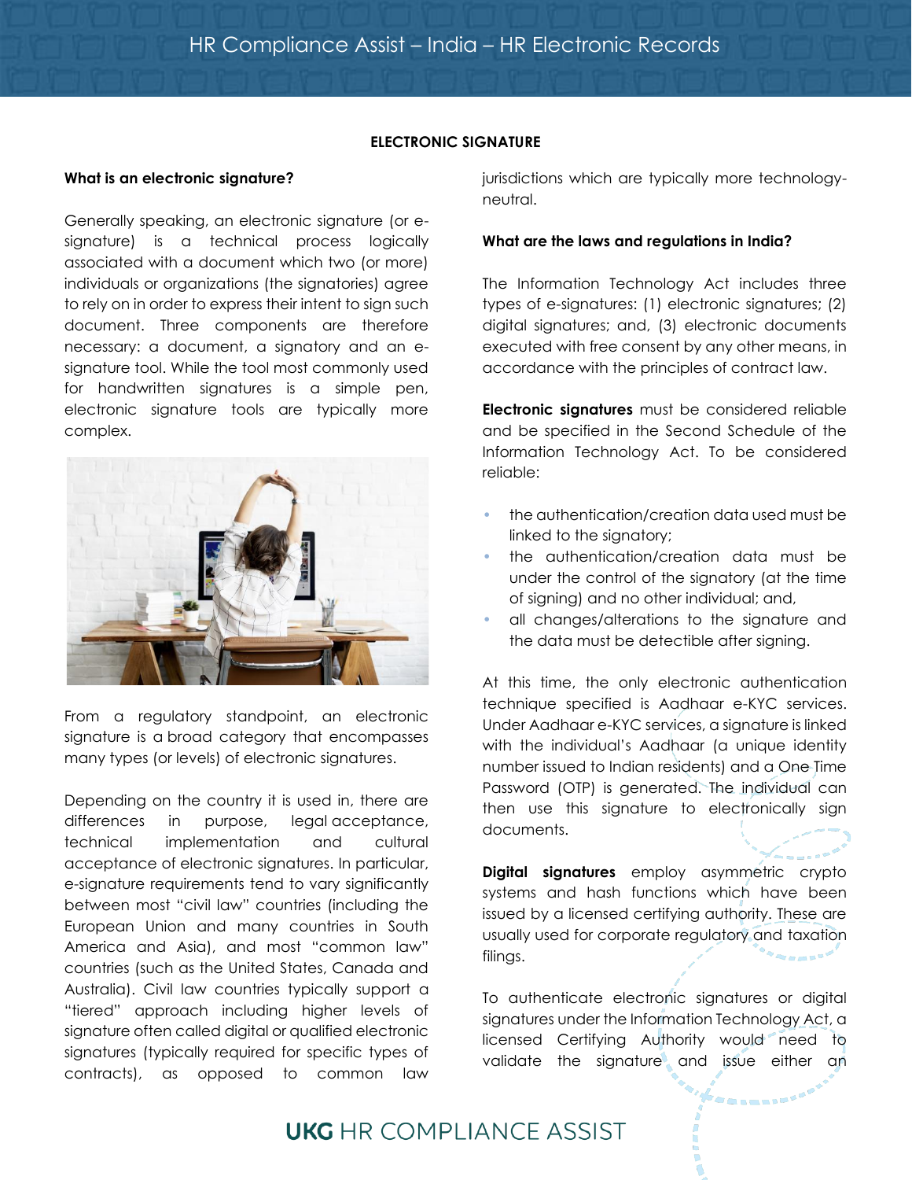## ELECTRONIC SIGNATURE

**What is an electronic signature?**

Generally speaking, an electronic signature (or e-signature) is a technical process logically associated with a document which two (or more) individuals or organizations (the signatories) agree to rely on in order to express their intent to sign such document. Three components are therefore necessary: a document, a signatory and an e-signature tool. While the tool most commonly used for handwritten signatures is a simple pen, electronic signature tools are typically more complex.

From a regulatory standpoint, an electronic signature is a broad category that encompasses many types (or levels) of electronic signatures.

Depending on the country it is used in, there are differences in purpose, legal acceptance, technical implementation and cultural acceptance of electronic signatures. In particular, e-signature requirements tend to vary significantly between most "civil law" countries (including the European Union and many countries in South America and Asia), and most "common law" countries (such as the United States, Canada and Australia). Civil law countries typically support a "tiered" approach including higher levels of signature often called digital or qualified electronic signatures (typically required for specific types of contracts), as opposed to common law jurisdictions which are typically more technology-neutral.

**What are the laws and regulations in India?**

The Information Technology Act includes three types of e-signatures: (1) electronic signatures; (2) digital signatures; and, (3) electronic documents executed with free consent by any other means, in accordance with the principles of contract law.

**Electronic signatures** must be considered reliable and be specified in the Second Schedule of the Information Technology Act. To be considered reliable:

- the authentication/creation data used must be linked to the signatory;
- the authentication/creation data must be under the control of the signatory (at the time of signing) and no other individual; and,
- all changes/alterations to the signature and the data must be detectible after signing.

At this time, the only electronic authentication technique specified is Aadhaar e-KYC services. Under Aadhaar e-KYC services, a signature is linked with the individual's Aadhaar (a unique identity number issued to Indian residents) and a One Time Password (OTP) is generated. The individual can then use this signature to electronically sign documents.

**Digital signatures** employ asymmetric crypto systems and hash functions which have been issued by a licensed certifying authority. These are usually used for corporate regulatory and taxation filings.

To authenticate electronic signatures or digital signatures under the Information Technology Act, a licensed Certifying Authority would need to validate the signature and issue either an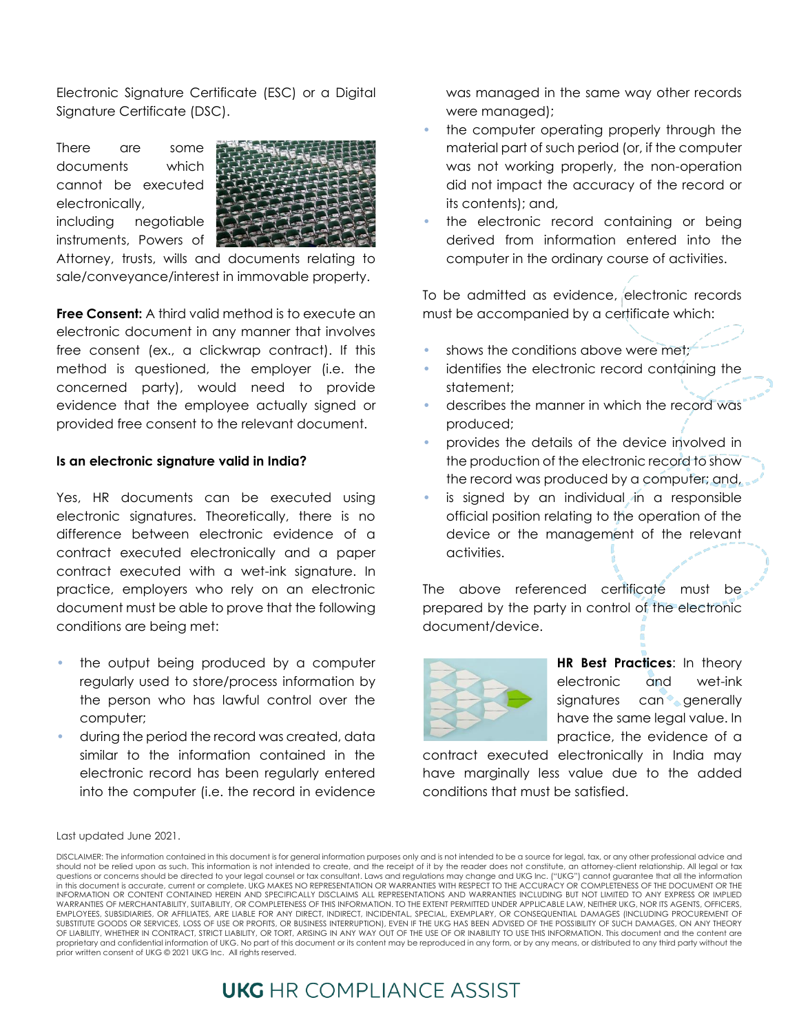Electronic Signature Certificate (ESC) or a Digital Signature Certificate (DSC).

There are some documents which cannot be executed electronically, including negotiable instruments, Powers of Attorney, trusts, wills and documents relating to sale/conveyance/interest in immovable property.

**Free Consent:** A third valid method is to execute an electronic document in any manner that involves free consent (ex., a clickwrap contract). If this method is questioned, the employer (i.e. the concerned party), would need to provide evidence that the employee actually signed or provided free consent to the relevant document.

**Is an electronic signature valid in India?**

Yes, HR documents can be executed using electronic signatures. Theoretically, there is no difference between electronic evidence of a contract executed electronically and a paper contract executed with a wet-ink signature. In practice, employers who rely on an electronic document must be able to prove that the following conditions are being met:

- the output being produced by a computer regularly used to store/process information by the person who has lawful control over the computer;
- during the period the record was created, data similar to the information contained in the electronic record has been regularly entered into the computer (i.e. the record in evidence was managed in the same way other records were managed);
- the computer operating properly through the material part of such period (or, if the computer was not working properly, the non-operation did not impact the accuracy of the record or its contents); and,
- the electronic record containing or being derived from information entered into the computer in the ordinary course of activities.

To be admitted as evidence, electronic records must be accompanied by a certificate which:

- shows the conditions above were met;
- identifies the electronic record containing the statement;
- describes the manner in which the record was produced;
- provides the details of the device involved in the production of the electronic record to show the record was produced by a computer; and,
- is signed by an individual in a responsible official position relating to the operation of the device or the management of the relevant activities.

The above referenced certificate must be prepared by the party in control of the electronic document/device.

**HR Best Practices**: In theory electronic and wet-ink signatures can generally have the same legal value. In practice, the evidence of a contract executed electronically in India may have marginally less value due to the added conditions that must be satisfied.

Last updated June 2021.

DISCLAIMER: The information contained in this document is for general information purposes only and is not intended to be a source for legal, tax, or any other professional advice and should not be relied upon as such. This information is not intended to create, and the receipt of it by the reader does not constitute, an attorney-client relationship. All legal or tax questions or concerns should be directed to your legal counsel or tax consultant. Laws and regulations may change and UKG Inc. ("UKG") cannot guarantee that all the information in this document is accurate, current or complete. UKG MAKES NO REPRESENTATION OR WARRANTIES WITH RESPECT TO THE ACCURACY OR COMPLETENESS OF THE DOCUMENT OR THE INFORMATION OR CONTENT CONTAINED HEREIN AND SPECIFICALLY DISCLAIMS ALL REPRESENTATIONS AND WARRANTIES INCLUDING BUT NOT LIMITED TO ANY EXPRESS OR IMPLIED WARRANTIES OF MERCHANTABILITY, SUITABILITY, OR COMPLETENESS OF THIS INFORMATION. TO THE EXTENT PERMITTED UNDER APPLICABLE LAW, NEITHER UKG, NOR ITS AGENTS, OFFICERS, EMPLOYEES, SUBSIDIARIES, OR AFFILIATES, ARE LIABLE FOR ANY DIRECT, INDIRECT, INCIDENTAL, SPECIAL, EXEMPLARY, OR CONSEQUENTIAL DAMAGES (INCLUDING PROCUREMENT OF SUBSTITUTE GOODS OR SERVICES, LOSS OF USE OR PROFITS, OR BUSINESS INTERRUPTION), EVEN IF THE UKG HAS BEEN ADVISED OF THE POSSIBILITY OF SUCH DAMAGES, ON ANY THEORY OF LIABILITY, WHETHER IN CONTRACT, STRICT LIABILITY, OR TORT, ARISING IN ANY WAY OUT OF THE USE OF OR INABILITY TO USE THIS INFORMATION. This document and the content are proprietary and confidential information of UKG. No part of this document or its content may be reproduced in any form, or by any means, or distributed to any third party without the prior written consent of UKG © 2021 UKG Inc. All rights reserved.

**UKG** HR COMPLIANCE ASSIST